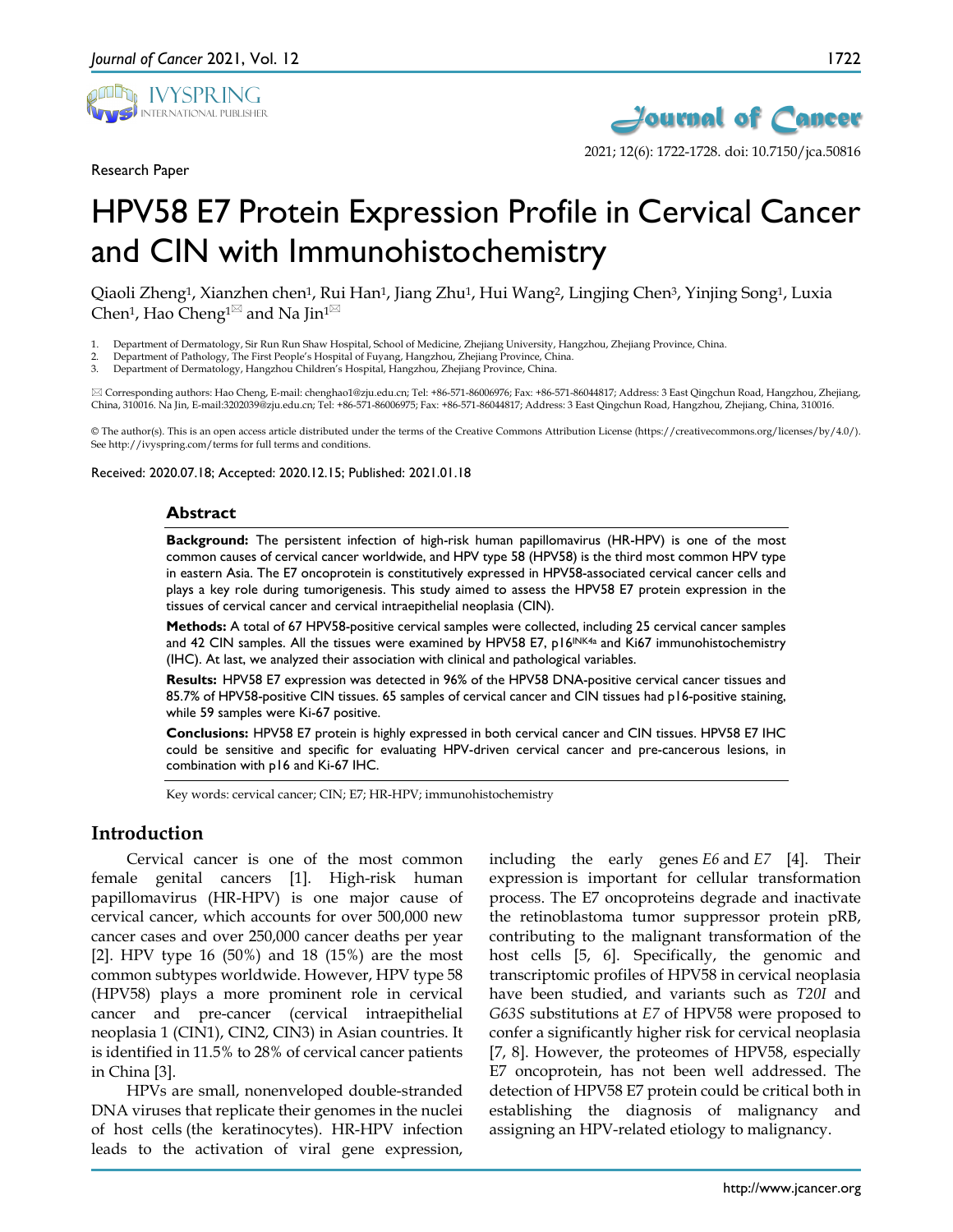Research Paper

# HPV58 E7 Protein Expression Profile in Cervical Cancer and CIN with Immunohistochemistry

Qiaoli Zheng[1], Xianzhen chen[1], Rui Han[1], Jiang Zhu[1], Hui Wang[2], Lingjing Chen[3], Yinjing Song[1], Luxia Chen[1], Hao Cheng[1]✉ and Na Jin[1]✉

1. Department of Dermatology, Sir Run Run Shaw Hospital, School of Medicine, Zhejiang University, Hangzhou, Zhejiang Province, China.
2. Department of Pathology, The First People's Hospital of Fuyang, Hangzhou, Zhejiang Province, China.
3. Department of Dermatology, Hangzhou Children's Hospital, Hangzhou, Zhejiang Province, China.

✉ Corresponding authors: Hao Cheng, E-mail: chenghao1@zju.edu.cn; Tel: +86-571-86006976; Fax: +86-571-86044817; Address: 3 East Qingchun Road, Hangzhou, Zhejiang, China, 310016. Na Jin, E-mail:3202039@zju.edu.cn; Tel: +86-571-86006975; Fax: +86-571-86044817; Address: 3 East Qingchun Road, Hangzhou, Zhejiang, China, 310016.

© The author(s). This is an open access article distributed under the terms of the Creative Commons Attribution License (https://creativecommons.org/licenses/by/4.0/). See http://ivyspring.com/terms for full terms and conditions.

Received: 2020.07.18; Accepted: 2020.12.15; Published: 2021.01.18

## Abstract

**Background:** The persistent infection of high-risk human papillomavirus (HR-HPV) is one of the most common causes of cervical cancer worldwide, and HPV type 58 (HPV58) is the third most common HPV type in eastern Asia. The E7 oncoprotein is constitutively expressed in HPV58-associated cervical cancer cells and plays a key role during tumorigenesis. This study aimed to assess the HPV58 E7 protein expression in the tissues of cervical cancer and cervical intraepithelial neoplasia (CIN).

**Methods:** A total of 67 HPV58-positive cervical samples were collected, including 25 cervical cancer samples and 42 CIN samples. All the tissues were examined by HPV58 E7, $p16^{INK4a}$ and Ki67 immunohistochemistry (IHC). At last, we analyzed their association with clinical and pathological variables.

**Results:** HPV58 E7 expression was detected in 96% of the HPV58 DNA-positive cervical cancer tissues and 85.7% of HPV58-positive CIN tissues. 65 samples of cervical cancer and CIN tissues had p16-positive staining, while 59 samples were Ki-67 positive.

**Conclusions:** HPV58 E7 protein is highly expressed in both cervical cancer and CIN tissues. HPV58 E7 IHC could be sensitive and specific for evaluating HPV-driven cervical cancer and pre-cancerous lesions, in combination with p16 and Ki-67 IHC.

Key words: cervical cancer; CIN; E7; HR-HPV; immunohistochemistry

## Introduction

Cervical cancer is one of the most common female genital cancers [1]. High-risk human papillomavirus (HR-HPV) is one major cause of cervical cancer, which accounts for over 500,000 new cancer cases and over 250,000 cancer deaths per year [2]. HPV type 16 (50%) and 18 (15%) are the most common subtypes worldwide. However, HPV type 58 (HPV58) plays a more prominent role in cervical cancer and pre-cancer (cervical intraepithelial neoplasia 1 (CIN1), CIN2, CIN3) in Asian countries. It is identified in 11.5% to 28% of cervical cancer patients in China [3].

HPVs are small, nonenveloped double-stranded DNA viruses that replicate their genomes in the nuclei of host cells (the keratinocytes). HR-HPV infection leads to the activation of viral gene expression, including the early genes *E6* and *E7* [4]. Their expression is important for cellular transformation process. The E7 oncoproteins degrade and inactivate the retinoblastoma tumor suppressor protein pRB, contributing to the malignant transformation of the host cells [5, 6]. Specifically, the genomic and transcriptomic profiles of HPV58 in cervical neoplasia have been studied, and variants such as *T20I* and *G63S* substitutions at *E7* of HPV58 were proposed to confer a significantly higher risk for cervical neoplasia [7, 8]. However, the proteomes of HPV58, especially E7 oncoprotein, has not been well addressed. The detection of HPV58 E7 protein could be critical both in establishing the diagnosis of malignancy and assigning an HPV-related etiology to malignancy.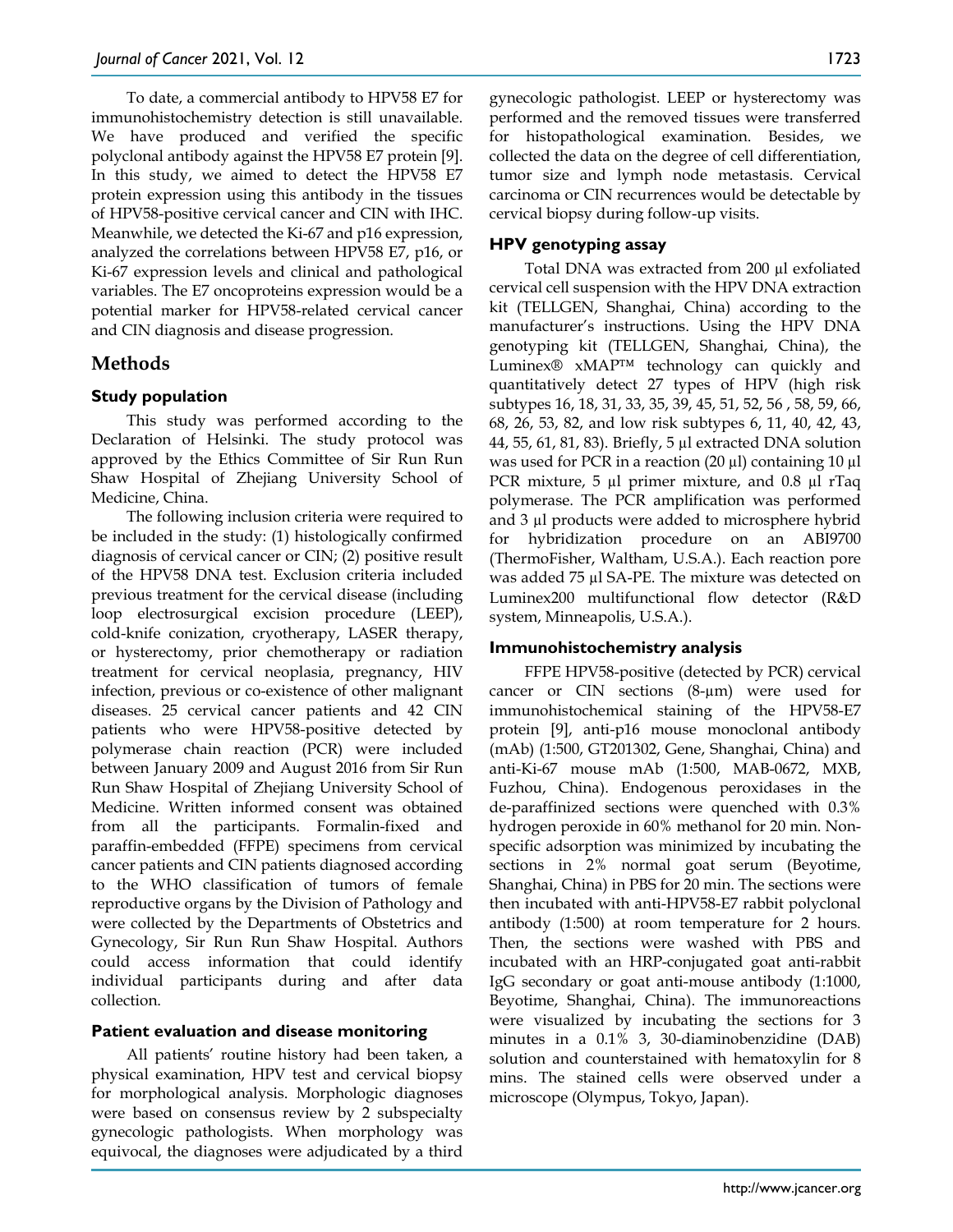To date, a commercial antibody to HPV58 E7 for immunohistochemistry detection is still unavailable. We have produced and verified the specific polyclonal antibody against the HPV58 E7 protein [9]. In this study, we aimed to detect the HPV58 E7 protein expression using this antibody in the tissues of HPV58-positive cervical cancer and CIN with IHC. Meanwhile, we detected the Ki-67 and p16 expression, analyzed the correlations between HPV58 E7, p16, or Ki-67 expression levels and clinical and pathological variables. The E7 oncoproteins expression would be a potential marker for HPV58-related cervical cancer and CIN diagnosis and disease progression.

## Methods

### Study population

This study was performed according to the Declaration of Helsinki. The study protocol was approved by the Ethics Committee of Sir Run Run Shaw Hospital of Zhejiang University School of Medicine, China.

The following inclusion criteria were required to be included in the study: (1) histologically confirmed diagnosis of cervical cancer or CIN; (2) positive result of the HPV58 DNA test. Exclusion criteria included previous treatment for the cervical disease (including loop electrosurgical excision procedure (LEEP), cold-knife conization, cryotherapy, LASER therapy, or hysterectomy, prior chemotherapy or radiation treatment for cervical neoplasia, pregnancy, HIV infection, previous or co-existence of other malignant diseases. 25 cervical cancer patients and 42 CIN patients who were HPV58-positive detected by polymerase chain reaction (PCR) were included between January 2009 and August 2016 from Sir Run Run Shaw Hospital of Zhejiang University School of Medicine. Written informed consent was obtained from all the participants. Formalin-fixed and paraffin-embedded (FFPE) specimens from cervical cancer patients and CIN patients diagnosed according to the WHO classification of tumors of female reproductive organs by the Division of Pathology and were collected by the Departments of Obstetrics and Gynecology, Sir Run Run Shaw Hospital. Authors could access information that could identify individual participants during and after data collection.

### Patient evaluation and disease monitoring

All patients' routine history had been taken, a physical examination, HPV test and cervical biopsy for morphological analysis. Morphologic diagnoses were based on consensus review by 2 subspecialty gynecologic pathologists. When morphology was equivocal, the diagnoses were adjudicated by a third gynecologic pathologist. LEEP or hysterectomy was performed and the removed tissues were transferred for histopathological examination. Besides, we collected the data on the degree of cell differentiation, tumor size and lymph node metastasis. Cervical carcinoma or CIN recurrences would be detectable by cervical biopsy during follow-up visits.

### HPV genotyping assay

Total DNA was extracted from 200 µl exfoliated cervical cell suspension with the HPV DNA extraction kit (TELLGEN, Shanghai, China) according to the manufacturer's instructions. Using the HPV DNA genotyping kit (TELLGEN, Shanghai, China), the Luminex® xMAP™ technology can quickly and quantitatively detect 27 types of HPV (high risk subtypes 16, 18, 31, 33, 35, 39, 45, 51, 52, 56 , 58, 59, 66, 68, 26, 53, 82, and low risk subtypes 6, 11, 40, 42, 43, 44, 55, 61, 81, 83). Briefly, 5 µl extracted DNA solution was used for PCR in a reaction (20 µl) containing 10 µl PCR mixture, 5 µl primer mixture, and 0.8 µl rTaq polymerase. The PCR amplification was performed and 3 µl products were added to microsphere hybrid for hybridization procedure on an ABI9700 (ThermoFisher, Waltham, U.S.A.). Each reaction pore was added 75 µl SA-PE. The mixture was detected on Luminex200 multifunctional flow detector (R&D system, Minneapolis, U.S.A.).

### Immunohistochemistry analysis

FFPE HPV58-positive (detected by PCR) cervical cancer or CIN sections (8-µm) were used for immunohistochemical staining of the HPV58-E7 protein [9], anti-p16 mouse monoclonal antibody (mAb) (1:500, GT201302, Gene, Shanghai, China) and anti-Ki-67 mouse mAb (1:500, MAB-0672, MXB, Fuzhou, China). Endogenous peroxidases in the de-paraffinized sections were quenched with 0.3% hydrogen peroxide in 60% methanol for 20 min. Non-specific adsorption was minimized by incubating the sections in 2% normal goat serum (Beyotime, Shanghai, China) in PBS for 20 min. The sections were then incubated with anti-HPV58-E7 rabbit polyclonal antibody (1:500) at room temperature for 2 hours. Then, the sections were washed with PBS and incubated with an HRP-conjugated goat anti-rabbit IgG secondary or goat anti-mouse antibody (1:1000, Beyotime, Shanghai, China). The immunoreactions were visualized by incubating the sections for 3 minutes in a 0.1% 3, 30-diaminobenzidine (DAB) solution and counterstained with hematoxylin for 8 mins. The stained cells were observed under a microscope (Olympus, Tokyo, Japan).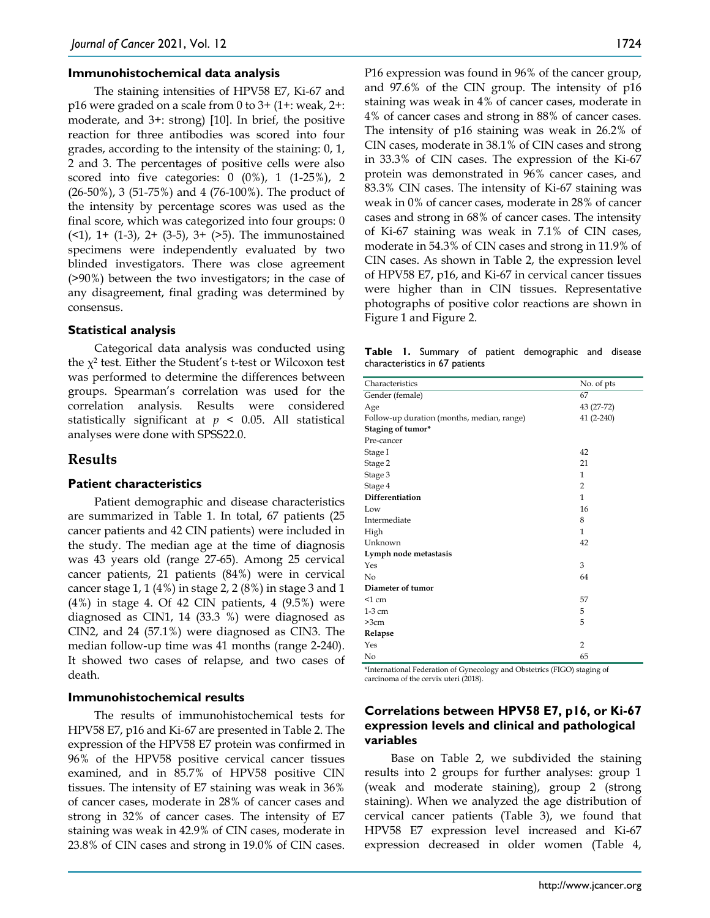#### Immunohistochemical data analysis

The staining intensities of HPV58 E7, Ki-67 and p16 were graded on a scale from 0 to 3+ (1+: weak, 2+: moderate, and 3+: strong) [10]. In brief, the positive reaction for three antibodies was scored into four grades, according to the intensity of the staining: 0, 1, 2 and 3. The percentages of positive cells were also scored into five categories: 0 (0%), 1 (1-25%), 2 (26-50%), 3 (51-75%) and 4 (76-100%). The product of the intensity by percentage scores was used as the final score, which was categorized into four groups: 0 (<1), 1+ (1-3), 2+ (3-5), 3+ (>5). The immunostained specimens were independently evaluated by two blinded investigators. There was close agreement (>90%) between the two investigators; in the case of any disagreement, final grading was determined by consensus.

#### Statistical analysis

Categorical data analysis was conducted using the $\chi^2$ test. Either the Student's t-test or Wilcoxon test was performed to determine the differences between groups. Spearman's correlation was used for the correlation analysis. Results were considered statistically significant at $p < 0.05$. All statistical analyses were done with SPSS22.0.

## Results

#### Patient characteristics

Patient demographic and disease characteristics are summarized in Table 1. In total, 67 patients (25 cancer patients and 42 CIN patients) were included in the study. The median age at the time of diagnosis was 43 years old (range 27-65). Among 25 cervical cancer patients, 21 patients (84%) were in cervical cancer stage 1, 1 (4%) in stage 2, 2 (8%) in stage 3 and 1 (4%) in stage 4. Of 42 CIN patients, 4 (9.5%) were diagnosed as CIN1, 14 (33.3 %) were diagnosed as CIN2, and 24 (57.1%) were diagnosed as CIN3. The median follow-up time was 41 months (range 2-240). It showed two cases of relapse, and two cases of death.

#### Immunohistochemical results

The results of immunohistochemical tests for HPV58 E7, p16 and Ki-67 are presented in Table 2. The expression of the HPV58 E7 protein was confirmed in 96% of the HPV58 positive cervical cancer tissues examined, and in 85.7% of HPV58 positive CIN tissues. The intensity of E7 staining was weak in 36% of cancer cases, moderate in 28% of cancer cases and strong in 32% of cancer cases. The intensity of E7 staining was weak in 42.9% of CIN cases, moderate in 23.8% of CIN cases and strong in 19.0% of CIN cases. P16 expression was found in 96% of the cancer group, and 97.6% of the CIN group. The intensity of p16 staining was weak in 4% of cancer cases, moderate in 4% of cancer cases and strong in 88% of cancer cases. The intensity of p16 staining was weak in 26.2% of CIN cases, moderate in 38.1% of CIN cases and strong in 33.3% of CIN cases. The expression of the Ki-67 protein was demonstrated in 96% cancer cases, and 83.3% CIN cases. The intensity of Ki-67 staining was weak in 0% of cancer cases, moderate in 28% of cancer cases and strong in 68% of cancer cases. The intensity of Ki-67 staining was weak in 7.1% of CIN cases, moderate in 54.3% of CIN cases and strong in 11.9% of CIN cases. As shown in Table 2, the expression level of HPV58 E7, p16, and Ki-67 in cervical cancer tissues were higher than in CIN tissues. Representative photographs of positive color reactions are shown in Figure 1 and Figure 2.

**Table 1.** Summary of patient demographic and disease characteristics in 67 patients

| Characteristics | No. of pts |
|---|---|
| Gender (female) | 67 |
| Age | 43 (27-72) |
| Follow-up duration (months, median, range) | 41 (2-240) |
| **Staging of tumor*** | |
| Pre-cancer | |
| Stage I | 42 |
| Stage 2 | 21 |
| Stage 3 | 1 |
| Stage 4 | 2 |
| **Differentiation** | 1 |
| Low | 16 |
| Intermediate | 8 |
| High | 1 |
| Unknown | 42 |
| **Lymph node metastasis** | |
| Yes | 3 |
| No | 64 |
| **Diameter of tumor** | |
| <1 cm | 57 |
| 1-3 cm | 5 |
| >3cm | 5 |
| **Relapse** | |
| Yes | 2 |
| No | 65 |

*International Federation of Gynecology and Obstetrics (FIGO) staging of carcinoma of the cervix uteri (2018).

#### Correlations between HPV58 E7, p16, or Ki-67 expression levels and clinical and pathological variables

Base on Table 2, we subdivided the staining results into 2 groups for further analyses: group 1 (weak and moderate staining), group 2 (strong staining). When we analyzed the age distribution of cervical cancer patients (Table 3), we found that HPV58 E7 expression level increased and Ki-67 expression decreased in older women (Table 4,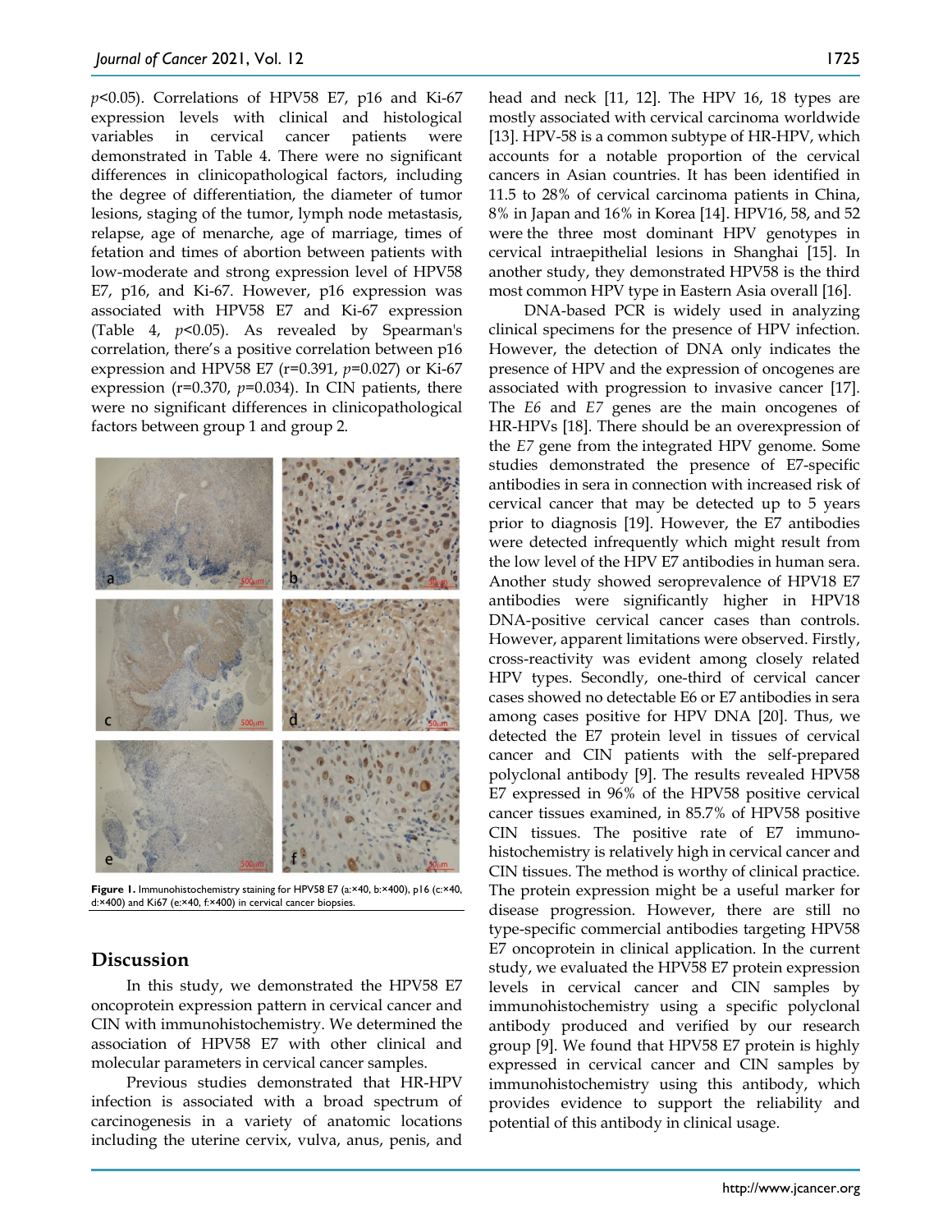$p$<0.05). Correlations of HPV58 E7, p16 and Ki-67 expression levels with clinical and histological variables in cervical cancer patients were demonstrated in Table 4. There were no significant differences in clinicopathological factors, including the degree of differentiation, the diameter of tumor lesions, staging of the tumor, lymph node metastasis, relapse, age of menarche, age of marriage, times of fetation and times of abortion between patients with low-moderate and strong expression level of HPV58 E7, p16, and Ki-67. However, p16 expression was associated with HPV58 E7 and Ki-67 expression (Table 4, $p$<0.05). As revealed by Spearman's correlation, there's a positive correlation between p16 expression and HPV58 E7 (r=0.391, $p$=0.027) or Ki-67 expression (r=0.370, $p$=0.034). In CIN patients, there were no significant differences in clinicopathological factors between group 1 and group 2.

**Figure 1.** Immunohistochemistry staining for HPV58 E7 (a:×40, b:×400), p16 (c:×40, d:×400) and Ki67 (e:×40, f:×400) in cervical cancer biopsies.

## Discussion

In this study, we demonstrated the HPV58 E7 oncoprotein expression pattern in cervical cancer and CIN with immunohistochemistry. We determined the association of HPV58 E7 with other clinical and molecular parameters in cervical cancer samples.

Previous studies demonstrated that HR-HPV infection is associated with a broad spectrum of carcinogenesis in a variety of anatomic locations including the uterine cervix, vulva, anus, penis, and head and neck [11, 12]. The HPV 16, 18 types are mostly associated with cervical carcinoma worldwide [13]. HPV-58 is a common subtype of HR-HPV, which accounts for a notable proportion of the cervical cancers in Asian countries. It has been identified in 11.5 to 28% of cervical carcinoma patients in China, 8% in Japan and 16% in Korea [14]. HPV16, 58, and 52 were the three most dominant HPV genotypes in cervical intraepithelial lesions in Shanghai [15]. In another study, they demonstrated HPV58 is the third most common HPV type in Eastern Asia overall [16].

DNA-based PCR is widely used in analyzing clinical specimens for the presence of HPV infection. However, the detection of DNA only indicates the presence of HPV and the expression of oncogenes are associated with progression to invasive cancer [17]. The *E6* and *E7* genes are the main oncogenes of HR-HPVs [18]. There should be an overexpression of the *E7* gene from the integrated HPV genome. Some studies demonstrated the presence of E7-specific antibodies in sera in connection with increased risk of cervical cancer that may be detected up to 5 years prior to diagnosis [19]. However, the E7 antibodies were detected infrequently which might result from the low level of the HPV E7 antibodies in human sera. Another study showed seroprevalence of HPV18 E7 antibodies were significantly higher in HPV18 DNA-positive cervical cancer cases than controls. However, apparent limitations were observed. Firstly, cross-reactivity was evident among closely related HPV types. Secondly, one-third of cervical cancer cases showed no detectable E6 or E7 antibodies in sera among cases positive for HPV DNA [20]. Thus, we detected the E7 protein level in tissues of cervical cancer and CIN patients with the self-prepared polyclonal antibody [9]. The results revealed HPV58 E7 expressed in 96% of the HPV58 positive cervical cancer tissues examined, in 85.7% of HPV58 positive CIN tissues. The positive rate of E7 immunohistochemistry is relatively high in cervical cancer and CIN tissues. The method is worthy of clinical practice. The protein expression might be a useful marker for disease progression. However, there are still no type-specific commercial antibodies targeting HPV58 E7 oncoprotein in clinical application. In the current study, we evaluated the HPV58 E7 protein expression levels in cervical cancer and CIN samples by immunohistochemistry using a specific polyclonal antibody produced and verified by our research group [9]. We found that HPV58 E7 protein is highly expressed in cervical cancer and CIN samples by immunohistochemistry using this antibody, which provides evidence to support the reliability and potential of this antibody in clinical usage.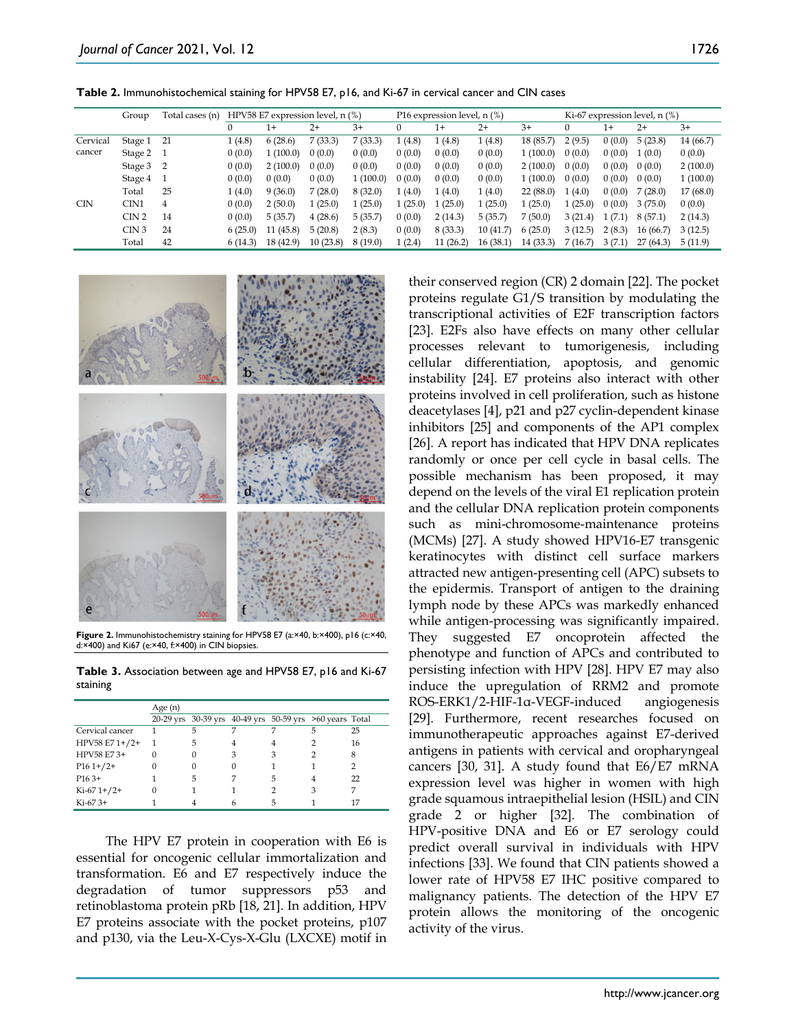**Table 2.** Immunohistochemical staining for HPV58 E7, p16, and Ki-67 in cervical cancer and CIN cases

| | Group | Total cases (n) | HPV58 E7 expression level, n (%) | | | | P16 expression level, n (%) | | | | Ki-67 expression level, n (%) | | | |
|---|---|---|---|---|---|---|---|---|---|---|---|---|---|---|
| | | | 0 | 1+ | 2+ | 3+ | 0 | 1+ | 2+ | 3+ | 0 | 1+ | 2+ | 3+ |
| Cervical cancer | Stage 1 | 21 | 1 (4.8) | 6 (28.6) | 7 (33.3) | 7 (33.3) | 1 (4.8) | 1 (4.8) | 1 (4.8) | 18 (85.7) | 2 (9.5) | 0 (0.0) | 5 (23.8) | 14 (66.7) |
| | Stage 2 | 1 | 0 (0.0) | 1 (100.0) | 0 (0.0) | 0 (0.0) | 0 (0.0) | 0 (0.0) | 0 (0.0) | 1 (100.0) | 0 (0.0) | 0 (0.0) | 1 (0.0) | 0 (0.0) |
| | Stage 3 | 2 | 0 (0.0) | 2 (100.0) | 0 (0.0) | 0 (0.0) | 0 (0.0) | 0 (0.0) | 0 (0.0) | 2 (100.0) | 0 (0.0) | 0 (0.0) | 0 (0.0) | 2 (100.0) |
| | Stage 4 | 1 | 0 (0.0) | 0 (0.0) | 0 (0.0) | 1 (100.0) | 0 (0.0) | 0 (0.0) | 0 (0.0) | 1 (100.0) | 0 (0.0) | 0 (0.0) | 0 (0.0) | 1 (100.0) |
| | Total | 25 | 1 (4.0) | 9 (36.0) | 7 (28.0) | 8 (32.0) | 1 (4.0) | 1 (4.0) | 1 (4.0) | 22 (88.0) | 1 (4.0) | 0 (0.0) | 7 (28.0) | 17 (68.0) |
| CIN | CIN1 | 4 | 0 (0.0) | 2 (50.0) | 1 (25.0) | 1 (25.0) | 1 (25.0) | 1 (25.0) | 1 (25.0) | 1 (25.0) | 1 (25.0) | 0 (0.0) | 3 (75.0) | 0 (0.0) |
| | CIN 2 | 14 | 0 (0.0) | 5 (35.7) | 4 (28.6) | 5 (35.7) | 0 (0.0) | 2 (14.3) | 5 (35.7) | 7 (50.0) | 3 (21.4) | 1 (7.1) | 8 (57.1) | 2 (14.3) |
| | CIN 3 | 24 | 6 (25.0) | 11 (45.8) | 5 (20.8) | 2 (8.3) | 0 (0.0) | 8 (33.3) | 10 (41.7) | 6 (25.0) | 3 (12.5) | 2 (8.3) | 16 (66.7) | 3 (12.5) |
| | Total | 42 | 6 (14.3) | 18 (42.9) | 10 (23.8) | 8 (19.0) | 1 (2.4) | 11 (26.2) | 16 (38.1) | 14 (33.3) | 7 (16.7) | 3 (7.1) | 27 (64.3) | 5 (11.9) |

**Figure 2.** Immunohistochemistry staining for HPV58 E7 (a:×40, b:×400), p16 (c:×40, d:×400) and Ki67 (e:×40, f:×400) in CIN biopsies.

**Table 3.** Association between age and HPV58 E7, p16 and Ki-67 staining

| | Age (n) | | | | | |
|---|---|---|---|---|---|---|
| | 20-29 yrs | 30-39 yrs | 40-49 yrs | 50-59 yrs | >60 years | Total |
| Cervical cancer | 1 | 5 | 7 | 7 | 5 | 25 |
| HPV58 E7 1+/2+ | 1 | 5 | 4 | 4 | 2 | 16 |
| HPV58 E7 3+ | 0 | 0 | 3 | 3 | 2 | 8 |
| P16 1+/2+ | 0 | 0 | 0 | 1 | 1 | 2 |
| P16 3+ | 1 | 5 | 7 | 5 | 4 | 22 |
| Ki-67 1+/2+ | 0 | 1 | 1 | 2 | 3 | 7 |
| Ki-67 3+ | 1 | 4 | 6 | 5 | 1 | 17 |

The HPV E7 protein in cooperation with E6 is essential for oncogenic cellular immortalization and transformation. E6 and E7 respectively induce the degradation of tumor suppressors p53 and retinoblastoma protein pRb [18, 21]. In addition, HPV E7 proteins associate with the pocket proteins, p107 and p130, via the Leu-X-Cys-X-Glu (LXCXE) motif in their conserved region (CR) 2 domain [22]. The pocket proteins regulate G1/S transition by modulating the transcriptional activities of E2F transcription factors [23]. E2Fs also have effects on many other cellular processes relevant to tumorigenesis, including cellular differentiation, apoptosis, and genomic instability [24]. E7 proteins also interact with other proteins involved in cell proliferation, such as histone deacetylases [4], p21 and p27 cyclin-dependent kinase inhibitors [25] and components of the AP1 complex [26]. A report has indicated that HPV DNA replicates randomly or once per cell cycle in basal cells. The possible mechanism has been proposed, it may depend on the levels of the viral E1 replication protein and the cellular DNA replication protein components such as mini-chromosome-maintenance proteins (MCMs) [27]. A study showed HPV16-E7 transgenic keratinocytes with distinct cell surface markers attracted new antigen-presenting cell (APC) subsets to the epidermis. Transport of antigen to the draining lymph node by these APCs was markedly enhanced while antigen-processing was significantly impaired. They suggested E7 oncoprotein affected the phenotype and function of APCs and contributed to persisting infection with HPV [28]. HPV E7 may also induce the upregulation of RRM2 and promote ROS-ERK1/2-HIF-1α-VEGF-induced angiogenesis [29]. Furthermore, recent researches focused on immunotherapeutic approaches against E7-derived antigens in patients with cervical and oropharyngeal cancers [30, 31]. A study found that E6/E7 mRNA expression level was higher in women with high grade squamous intraepithelial lesion (HSIL) and CIN grade 2 or higher [32]. The combination of HPV-positive DNA and E6 or E7 serology could predict overall survival in individuals with HPV infections [33]. We found that CIN patients showed a lower rate of HPV58 E7 IHC positive compared to malignancy patients. The detection of the HPV E7 protein allows the monitoring of the oncogenic activity of the virus.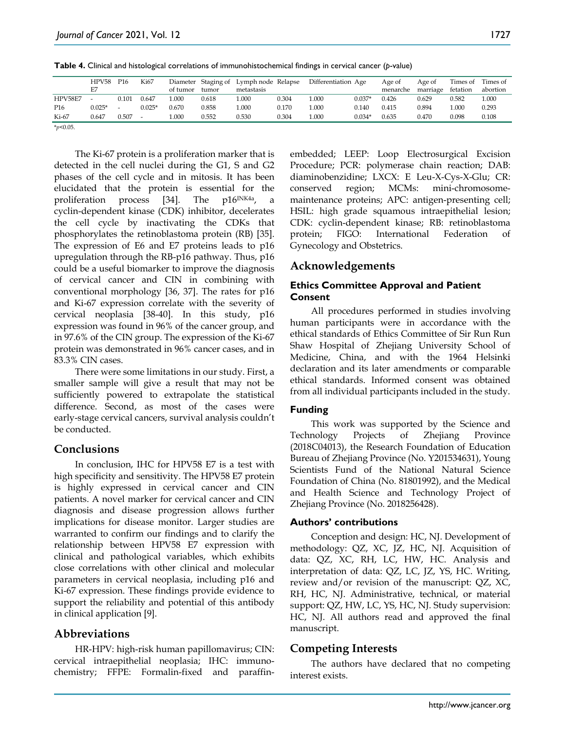**Table 4.** Clinical and histological correlations of immunohistochemical findings in cervical cancer (*p*-value)

| | HPV58 E7 | P16 | Ki67 | Diameter of tumor | Staging of tumor | Lymph node metastasis | Relapse | Differentiation | Age | Age of menarche | Age of marriage | Times of fetation | Times of abortion |
|---|---|---|---|---|---|---|---|---|---|---|---|---|---|
| HPV58E7 | - | 0.101 | 0.647 | 1.000 | 0.618 | 1.000 | 0.304 | 1.000 | 0.037* | 0.426 | 0.629 | 0.582 | 1.000 |
| P16 | 0.025* | - | 0.025* | 0.670 | 0.858 | 1.000 | 0.170 | 1.000 | 0.140 | 0.415 | 0.894 | 1.000 | 0.293 |
| Ki-67 | 0.647 | 0.507 | - | 1.000 | 0.552 | 0.530 | 0.304 | 1.000 | 0.034* | 0.635 | 0.470 | 0.098 | 0.108 |

*$p<0.05$.

The Ki-67 protein is a proliferation marker that is detected in the cell nuclei during the G1, S and G2 phases of the cell cycle and in mitosis. It has been elucidated that the protein is essential for the proliferation process [34]. The $p16^{INK4a}$, a cyclin-dependent kinase (CDK) inhibitor, decelerates the cell cycle by inactivating the CDKs that phosphorylates the retinoblastoma protein (RB) [35]. The expression of E6 and E7 proteins leads to p16 upregulation through the RB-p16 pathway. Thus, p16 could be a useful biomarker to improve the diagnosis of cervical cancer and CIN in combining with conventional morphology [36, 37]. The rates for p16 and Ki-67 expression correlate with the severity of cervical neoplasia [38-40]. In this study, p16 expression was found in 96% of the cancer group, and in 97.6% of the CIN group. The expression of the Ki-67 protein was demonstrated in 96% cancer cases, and in 83.3% CIN cases.

There were some limitations in our study. First, a smaller sample will give a result that may not be sufficiently powered to extrapolate the statistical difference. Second, as most of the cases were early-stage cervical cancers, survival analysis couldn't be conducted.

## Conclusions

In conclusion, IHC for HPV58 E7 is a test with high specificity and sensitivity. The HPV58 E7 protein is highly expressed in cervical cancer and CIN patients. A novel marker for cervical cancer and CIN diagnosis and disease progression allows further implications for disease monitor. Larger studies are warranted to confirm our findings and to clarify the relationship between HPV58 E7 expression with clinical and pathological variables, which exhibits close correlations with other clinical and molecular parameters in cervical neoplasia, including p16 and Ki-67 expression. These findings provide evidence to support the reliability and potential of this antibody in clinical application [9].

## Abbreviations

HR-HPV: high-risk human papillomavirus; CIN: cervical intraepithelial neoplasia; IHC: immunochemistry; FFPE: Formalin-fixed and paraffin-embedded; LEEP: Loop Electrosurgical Excision Procedure; PCR: polymerase chain reaction; DAB: diaminobenzidine; LXCX: E Leu-X-Cys-X-Glu; CR: conserved region; MCMs: mini-chromosome-maintenance proteins; APC: antigen-presenting cell; HSIL: high grade squamous intraepithelial lesion; CDK: cyclin-dependent kinase; RB: retinoblastoma protein; FIGO: International Federation of Gynecology and Obstetrics.

## Acknowledgements

### Ethics Committee Approval and Patient Consent

All procedures performed in studies involving human participants were in accordance with the ethical standards of Ethics Committee of Sir Run Run Shaw Hospital of Zhejiang University School of Medicine, China, and with the 1964 Helsinki declaration and its later amendments or comparable ethical standards. Informed consent was obtained from all individual participants included in the study.

### Funding

This work was supported by the Science and Technology Projects of Zhejiang Province (2018C04013), the Research Foundation of Education Bureau of Zhejiang Province (No. Y201534631), Young Scientists Fund of the National Natural Science Foundation of China (No. 81801992), and the Medical and Health Science and Technology Project of Zhejiang Province (No. 2018256428).

### Authors' contributions

Conception and design: HC, NJ. Development of methodology: QZ, XC, JZ, HC, NJ. Acquisition of data: QZ, XC, RH, LC, HW, HC. Analysis and interpretation of data: QZ, LC, JZ, YS, HC. Writing, review and/or revision of the manuscript: QZ, XC, RH, HC, NJ. Administrative, technical, or material support: QZ, HW, LC, YS, HC, NJ. Study supervision: HC, NJ. All authors read and approved the final manuscript.

## Competing Interests

The authors have declared that no competing interest exists.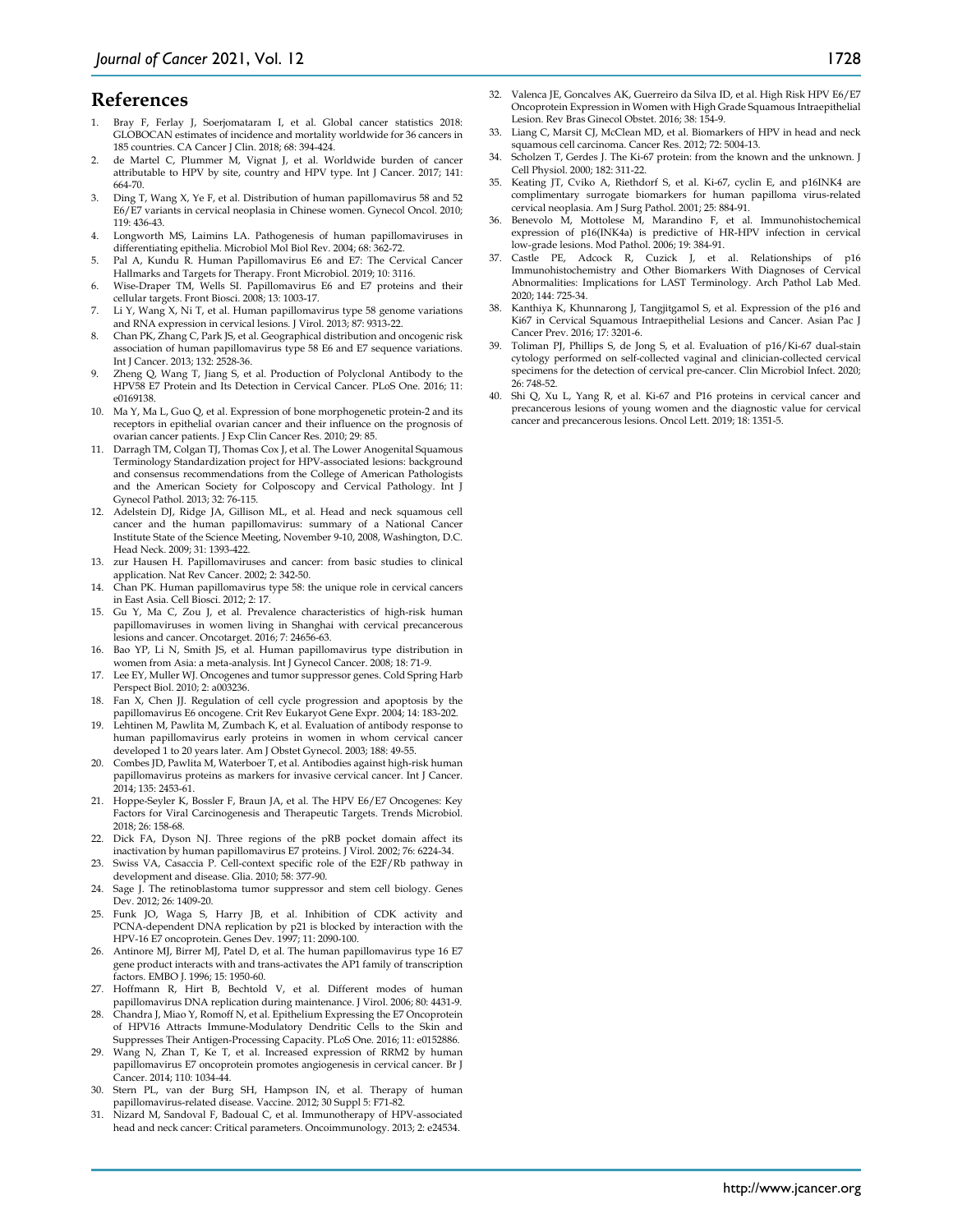## References

1. Bray F, Ferlay J, Soerjomataram I, et al. Global cancer statistics 2018: GLOBOCAN estimates of incidence and mortality worldwide for 36 cancers in 185 countries. CA Cancer J Clin. 2018; 68: 394-424.
2. de Martel C, Plummer M, Vignat J, et al. Worldwide burden of cancer attributable to HPV by site, country and HPV type. Int J Cancer. 2017; 141: 664-70.
3. Ding T, Wang X, Ye F, et al. Distribution of human papillomavirus 58 and 52 E6/E7 variants in cervical neoplasia in Chinese women. Gynecol Oncol. 2010; 119: 436-43.
4. Longworth MS, Laimins LA. Pathogenesis of human papillomaviruses in differentiating epithelia. Microbiol Mol Biol Rev. 2004; 68: 362-72.
5. Pal A, Kundu R. Human Papillomavirus E6 and E7: The Cervical Cancer Hallmarks and Targets for Therapy. Front Microbiol. 2019; 10: 3116.
6. Wise-Draper TM, Wells SI. Papillomavirus E6 and E7 proteins and their cellular targets. Front Biosci. 2008; 13: 1003-17.
7. Li Y, Wang X, Ni T, et al. Human papillomavirus type 58 genome variations and RNA expression in cervical lesions. J Virol. 2013; 87: 9313-22.
8. Chan PK, Zhang C, Park JS, et al. Geographical distribution and oncogenic risk association of human papillomavirus type 58 E6 and E7 sequence variations. Int J Cancer. 2013; 132: 2528-36.
9. Zheng Q, Wang T, Jiang S, et al. Production of Polyclonal Antibody to the HPV58 E7 Protein and Its Detection in Cervical Cancer. PLoS One. 2016; 11: e0169138.
10. Ma Y, Ma L, Guo Q, et al. Expression of bone morphogenetic protein-2 and its receptors in epithelial ovarian cancer and their influence on the prognosis of ovarian cancer patients. J Exp Clin Cancer Res. 2010; 29: 85.
11. Darragh TM, Colgan TJ, Thomas Cox J, et al. The Lower Anogenital Squamous Terminology Standardization project for HPV-associated lesions: background and consensus recommendations from the College of American Pathologists and the American Society for Colposcopy and Cervical Pathology. Int J Gynecol Pathol. 2013; 32: 76-115.
12. Adelstein DJ, Ridge JA, Gillison ML, et al. Head and neck squamous cell cancer and the human papillomavirus: summary of a National Cancer Institute State of the Science Meeting, November 9-10, 2008, Washington, D.C. Head Neck. 2009; 31: 1393-422.
13. zur Hausen H. Papillomaviruses and cancer: from basic studies to clinical application. Nat Rev Cancer. 2002; 2: 342-50.
14. Chan PK. Human papillomavirus type 58: the unique role in cervical cancers in East Asia. Cell Biosci. 2012; 2: 17.
15. Gu Y, Ma C, Zou J, et al. Prevalence characteristics of high-risk human papillomaviruses in women living in Shanghai with cervical precancerous lesions and cancer. Oncotarget. 2016; 7: 24656-63.
16. Bao YP, Li N, Smith JS, et al. Human papillomavirus type distribution in women from Asia: a meta-analysis. Int J Gynecol Cancer. 2008; 18: 71-9.
17. Lee EY, Muller WJ. Oncogenes and tumor suppressor genes. Cold Spring Harb Perspect Biol. 2010; 2: a003236.
18. Fan X, Chen JJ. Regulation of cell cycle progression and apoptosis by the papillomavirus E6 oncogene. Crit Rev Eukaryot Gene Expr. 2004; 14: 183-202.
19. Lehtinen M, Pawlita M, Zumbach K, et al. Evaluation of antibody response to human papillomavirus early proteins in women in whom cervical cancer developed 1 to 20 years later. Am J Obstet Gynecol. 2003; 188: 49-55.
20. Combes JD, Pawlita M, Waterboer T, et al. Antibodies against high-risk human papillomavirus proteins as markers for invasive cervical cancer. Int J Cancer. 2014; 135: 2453-61.
21. Hoppe-Seyler K, Bossler F, Braun JA, et al. The HPV E6/E7 Oncogenes: Key Factors for Viral Carcinogenesis and Therapeutic Targets. Trends Microbiol. 2018; 26: 158-68.
22. Dick FA, Dyson NJ. Three regions of the pRB pocket domain affect its inactivation by human papillomavirus E7 proteins. J Virol. 2002; 76: 6224-34.
23. Swiss VA, Casaccia P. Cell-context specific role of the E2F/Rb pathway in development and disease. Glia. 2010; 58: 377-90.
24. Sage J. The retinoblastoma tumor suppressor and stem cell biology. Genes Dev. 2012; 26: 1409-20.
25. Funk JO, Waga S, Harry JB, et al. Inhibition of CDK activity and PCNA-dependent DNA replication by p21 is blocked by interaction with the HPV-16 E7 oncoprotein. Genes Dev. 1997; 11: 2090-100.
26. Antinore MJ, Birrer MJ, Patel D, et al. The human papillomavirus type 16 E7 gene product interacts with and trans-activates the AP1 family of transcription factors. EMBO J. 1996; 15: 1950-60.
27. Hoffmann R, Hirt B, Bechtold V, et al. Different modes of human papillomavirus DNA replication during maintenance. J Virol. 2006; 80: 4431-9.
28. Chandra J, Miao Y, Romoff N, et al. Epithelium Expressing the E7 Oncoprotein of HPV16 Attracts Immune-Modulatory Dendritic Cells to the Skin and Suppresses Their Antigen-Processing Capacity. PLoS One. 2016; 11: e0152886.
29. Wang N, Zhan T, Ke T, et al. Increased expression of RRM2 by human papillomavirus E7 oncoprotein promotes angiogenesis in cervical cancer. Br J Cancer. 2014; 110: 1034-44.
30. Stern PL, van der Burg SH, Hampson IN, et al. Therapy of human papillomavirus-related disease. Vaccine. 2012; 30 Suppl 5: F71-82.
31. Nizard M, Sandoval F, Badoual C, et al. Immunotherapy of HPV-associated head and neck cancer: Critical parameters. Oncoimmunology. 2013; 2: e24534.
32. Valenca JE, Goncalves AK, Guerreiro da Silva ID, et al. High Risk HPV E6/E7 Oncoprotein Expression in Women with High Grade Squamous Intraepithelial Lesion. Rev Bras Ginecol Obstet. 2016; 38: 154-9.
33. Liang C, Marsit CJ, McClean MD, et al. Biomarkers of HPV in head and neck squamous cell carcinoma. Cancer Res. 2012; 72: 5004-13.
34. Scholzen T, Gerdes J. The Ki-67 protein: from the known and the unknown. J Cell Physiol. 2000; 182: 311-22.
35. Keating JT, Cviko A, Riethdorf S, et al. Ki-67, cyclin E, and p16INK4 are complimentary surrogate biomarkers for human papilloma virus-related cervical neoplasia. Am J Surg Pathol. 2001; 25: 884-91.
36. Benevolo M, Mottolese M, Marandino F, et al. Immunohistochemical expression of p16(INK4a) is predictive of HR-HPV infection in cervical low-grade lesions. Mod Pathol. 2006; 19: 384-91.
37. Castle PE, Adcock R, Cuzick J, et al. Relationships of p16 Immunohistochemistry and Other Biomarkers With Diagnoses of Cervical Abnormalities: Implications for LAST Terminology. Arch Pathol Lab Med. 2020; 144: 725-34.
38. Kanthiya K, Khunnarong J, Tangjitgamol S, et al. Expression of the p16 and Ki67 in Cervical Squamous Intraepithelial Lesions and Cancer. Asian Pac J Cancer Prev. 2016; 17: 3201-6.
39. Toliman PJ, Phillips S, de Jong S, et al. Evaluation of p16/Ki-67 dual-stain cytology performed on self-collected vaginal and clinician-collected cervical specimens for the detection of cervical pre-cancer. Clin Microbiol Infect. 2020; 26: 748-52.
40. Shi Q, Xu L, Yang R, et al. Ki-67 and P16 proteins in cervical cancer and precancerous lesions of young women and the diagnostic value for cervical cancer and precancerous lesions. Oncol Lett. 2019; 18: 1351-5.